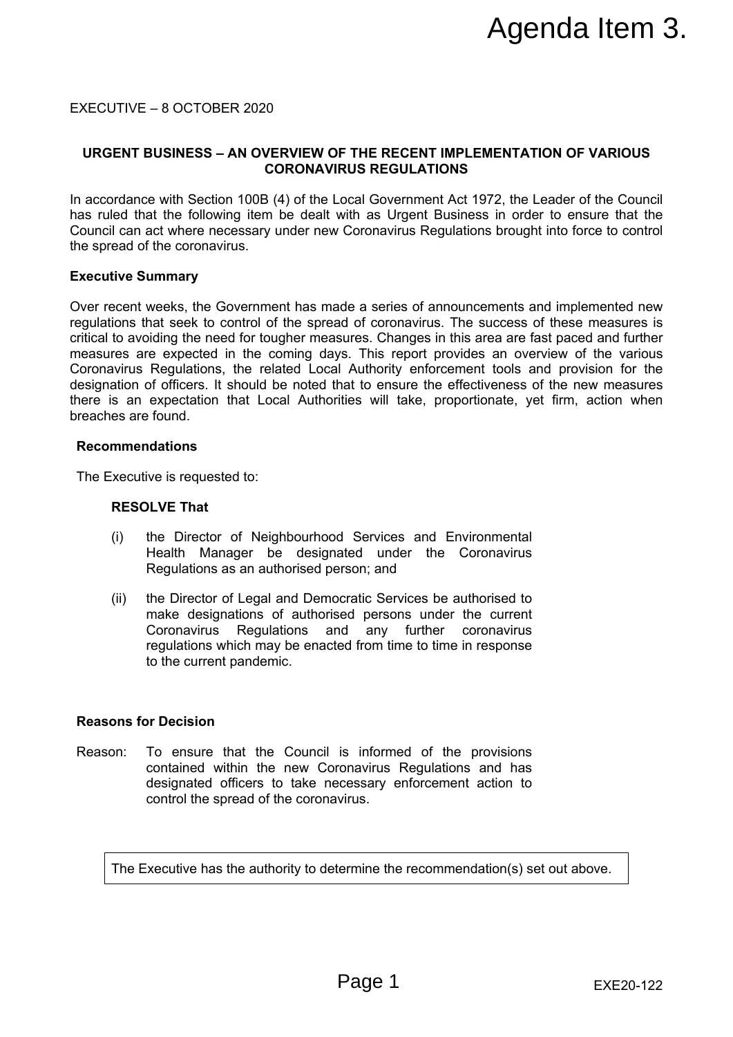# Agenda Item 3.

EXECUTIVE – 8 OCTOBER 2020

## URGENT BUSINESS – AN OVERVIEW OF THE RECENT IMPLEMENTATION OF VARIOUS CORONAVIRUS REGULATIONS

In accordance with Section 100B (4) of the Local Government Act 1972, the Leader of the Council has ruled that the following item be dealt with as Urgent Business in order to ensure that the Council can act where necessary under new Coronavirus Regulations brought into force to control the spread of the coronavirus.

### Executive Summary

Over recent weeks, the Government has made a series of announcements and implemented new regulations that seek to control of the spread of coronavirus. The success of these measures is critical to avoiding the need for tougher measures. Changes in this area are fast paced and further measures are expected in the coming days. This report provides an overview of the various Coronavirus Regulations, the related Local Authority enforcement tools and provision for the designation of officers. It should be noted that to ensure the effectiveness of the new measures there is an expectation that Local Authorities will take, proportionate, yet firm, action when breaches are found.

### Recommendations

The Executive is requested to:

**RESOLVE That**

(i) the Director of Neighbourhood Services and Environmental Health Manager be designated under the Coronavirus Regulations as an authorised person; and

(ii) the Director of Legal and Democratic Services be authorised to make designations of authorised persons under the current Coronavirus Regulations and any further coronavirus regulations which may be enacted from time to time in response to the current pandemic.

### Reasons for Decision

Reason: To ensure that the Council is informed of the provisions contained within the new Coronavirus Regulations and has designated officers to take necessary enforcement action to control the spread of the coronavirus.

The Executive has the authority to determine the recommendation(s) set out above.

EXE20-122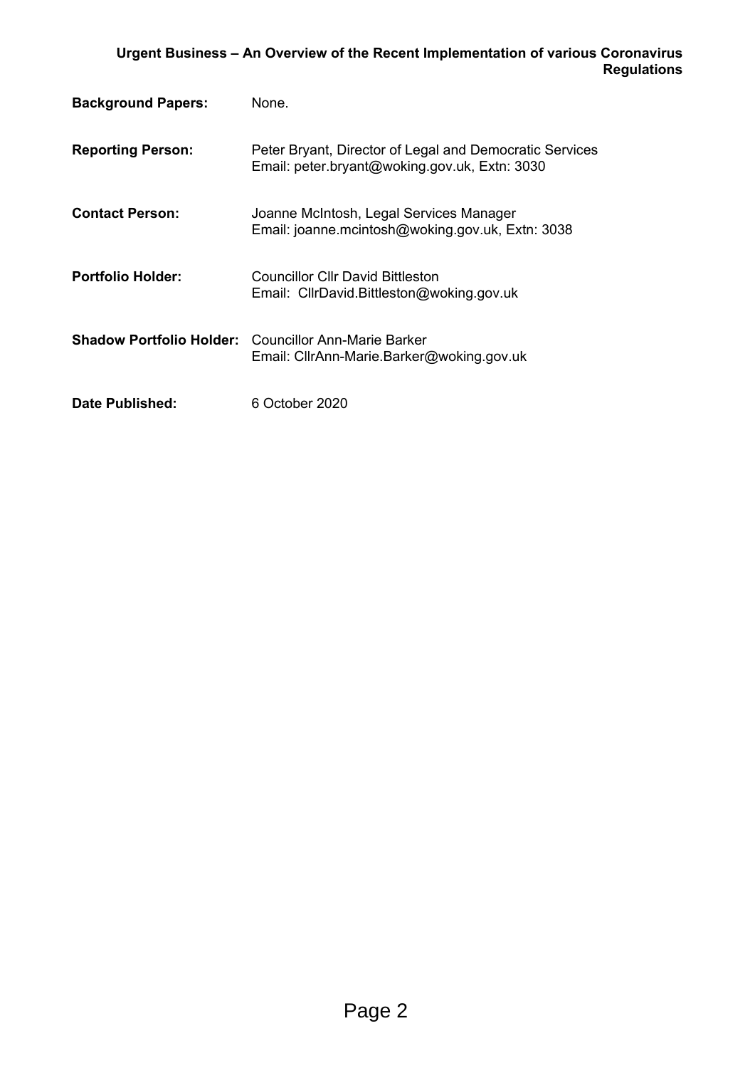**Urgent Business – An Overview of the Recent Implementation of various Coronavirus Regulations**

**Background Papers:** None.

**Reporting Person:** Peter Bryant, Director of Legal and Democratic Services
Email: peter.bryant@woking.gov.uk, Extn: 3030

**Contact Person:** Joanne McIntosh, Legal Services Manager
Email: joanne.mcintosh@woking.gov.uk, Extn: 3038

**Portfolio Holder:** Councillor Cllr David Bittleston
Email: CllrDavid.Bittleston@woking.gov.uk

**Shadow Portfolio Holder:** Councillor Ann-Marie Barker
Email: CllrAnn-Marie.Barker@woking.gov.uk

**Date Published:** 6 October 2020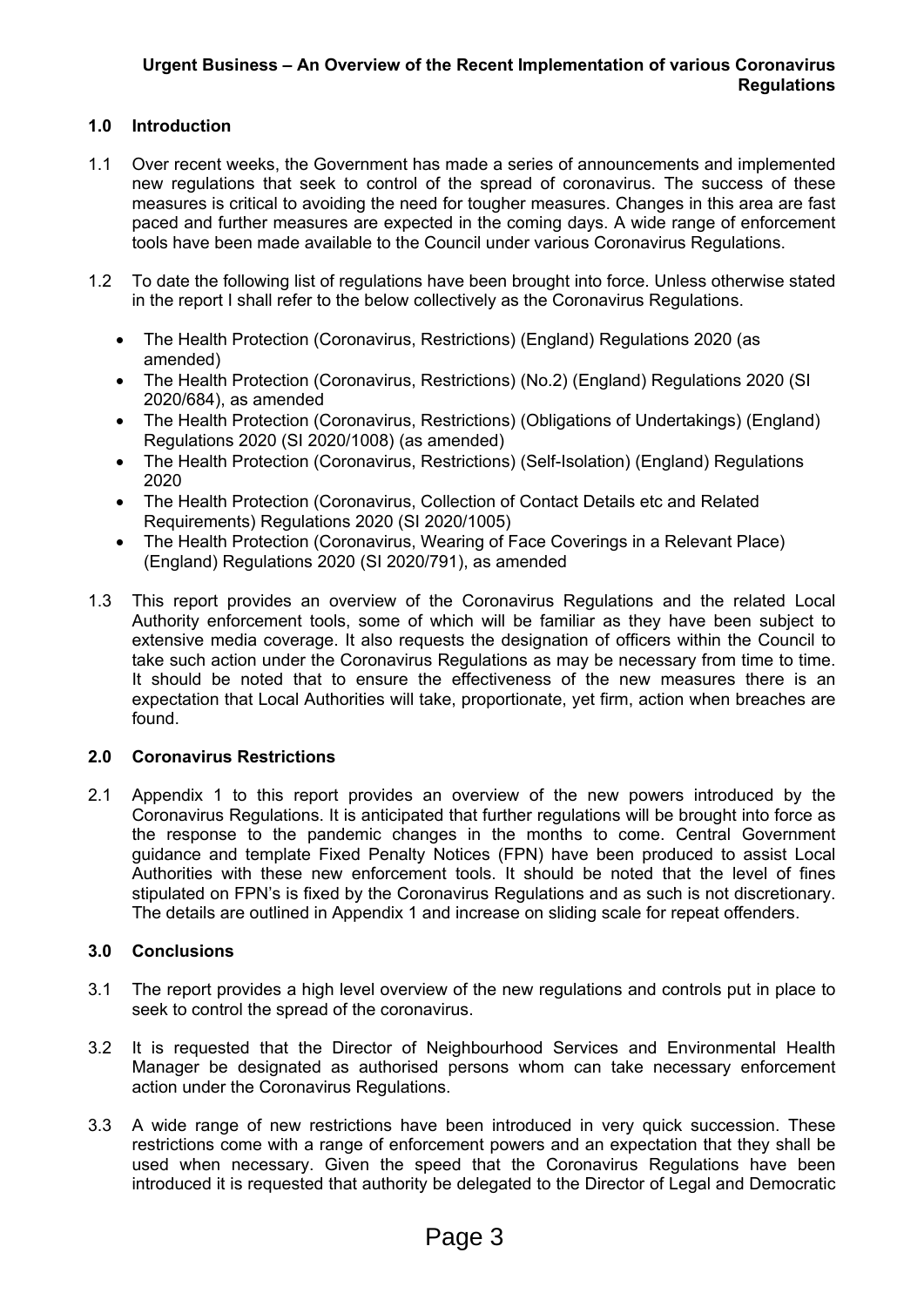**Urgent Business – An Overview of the Recent Implementation of various Coronavirus Regulations**

## 1.0 Introduction

1.1 Over recent weeks, the Government has made a series of announcements and implemented new regulations that seek to control of the spread of coronavirus. The success of these measures is critical to avoiding the need for tougher measures. Changes in this area are fast paced and further measures are expected in the coming days. A wide range of enforcement tools have been made available to the Council under various Coronavirus Regulations.

1.2 To date the following list of regulations have been brought into force. Unless otherwise stated in the report I shall refer to the below collectively as the Coronavirus Regulations.

- The Health Protection (Coronavirus, Restrictions) (England) Regulations 2020 (as amended)
- The Health Protection (Coronavirus, Restrictions) (No.2) (England) Regulations 2020 (SI 2020/684), as amended
- The Health Protection (Coronavirus, Restrictions) (Obligations of Undertakings) (England) Regulations 2020 (SI 2020/1008) (as amended)
- The Health Protection (Coronavirus, Restrictions) (Self-Isolation) (England) Regulations 2020
- The Health Protection (Coronavirus, Collection of Contact Details etc and Related Requirements) Regulations 2020 (SI 2020/1005)
- The Health Protection (Coronavirus, Wearing of Face Coverings in a Relevant Place) (England) Regulations 2020 (SI 2020/791), as amended

1.3 This report provides an overview of the Coronavirus Regulations and the related Local Authority enforcement tools, some of which will be familiar as they have been subject to extensive media coverage. It also requests the designation of officers within the Council to take such action under the Coronavirus Regulations as may be necessary from time to time. It should be noted that to ensure the effectiveness of the new measures there is an expectation that Local Authorities will take, proportionate, yet firm, action when breaches are found.

## 2.0 Coronavirus Restrictions

2.1 Appendix 1 to this report provides an overview of the new powers introduced by the Coronavirus Regulations. It is anticipated that further regulations will be brought into force as the response to the pandemic changes in the months to come. Central Government guidance and template Fixed Penalty Notices (FPN) have been produced to assist Local Authorities with these new enforcement tools. It should be noted that the level of fines stipulated on FPN's is fixed by the Coronavirus Regulations and as such is not discretionary. The details are outlined in Appendix 1 and increase on sliding scale for repeat offenders.

## 3.0 Conclusions

3.1 The report provides a high level overview of the new regulations and controls put in place to seek to control the spread of the coronavirus.

3.2 It is requested that the Director of Neighbourhood Services and Environmental Health Manager be designated as authorised persons whom can take necessary enforcement action under the Coronavirus Regulations.

3.3 A wide range of new restrictions have been introduced in very quick succession. These restrictions come with a range of enforcement powers and an expectation that they shall be used when necessary. Given the speed that the Coronavirus Regulations have been introduced it is requested that authority be delegated to the Director of Legal and Democratic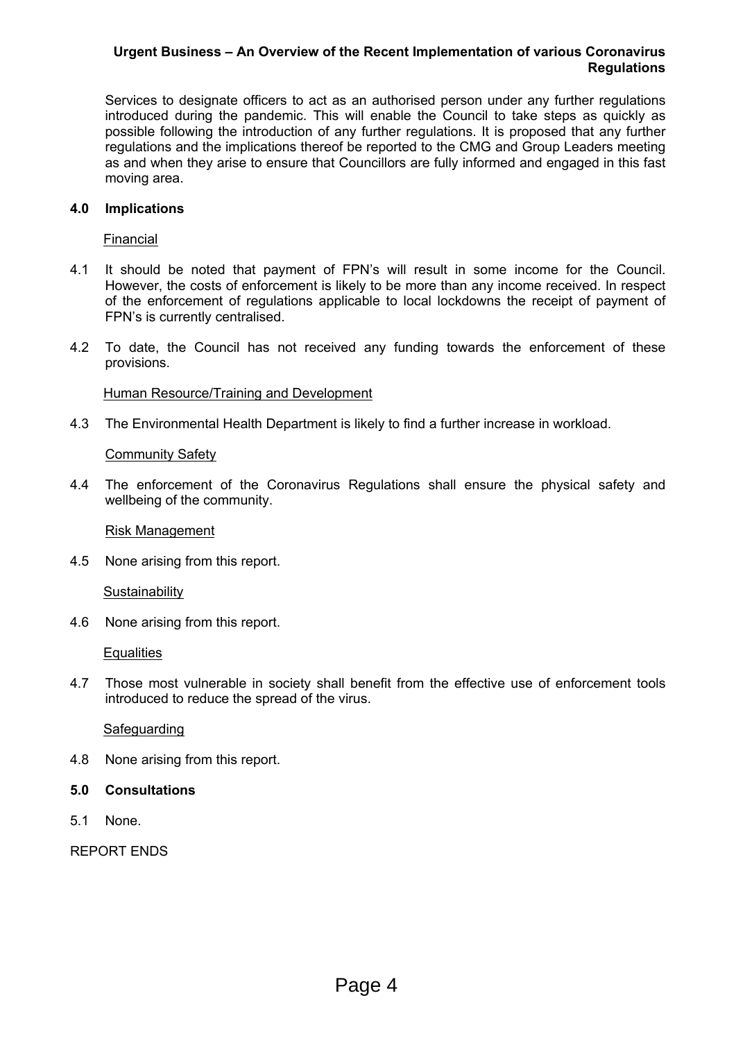Services to designate officers to act as an authorised person under any further regulations introduced during the pandemic. This will enable the Council to take steps as quickly as possible following the introduction of any further regulations. It is proposed that any further regulations and the implications thereof be reported to the CMG and Group Leaders meeting as and when they arise to ensure that Councillors are fully informed and engaged in this fast moving area.

## 4.0 Implications

Financial

4.1 It should be noted that payment of FPN's will result in some income for the Council. However, the costs of enforcement is likely to be more than any income received. In respect of the enforcement of regulations applicable to local lockdowns the receipt of payment of FPN's is currently centralised.

4.2 To date, the Council has not received any funding towards the enforcement of these provisions.

Human Resource/Training and Development

4.3 The Environmental Health Department is likely to find a further increase in workload.

Community Safety

4.4 The enforcement of the Coronavirus Regulations shall ensure the physical safety and wellbeing of the community.

Risk Management

4.5 None arising from this report.

Sustainability

4.6 None arising from this report.

Equalities

4.7 Those most vulnerable in society shall benefit from the effective use of enforcement tools introduced to reduce the spread of the virus.

Safeguarding

4.8 None arising from this report.

## 5.0 Consultations

5.1 None.

REPORT ENDS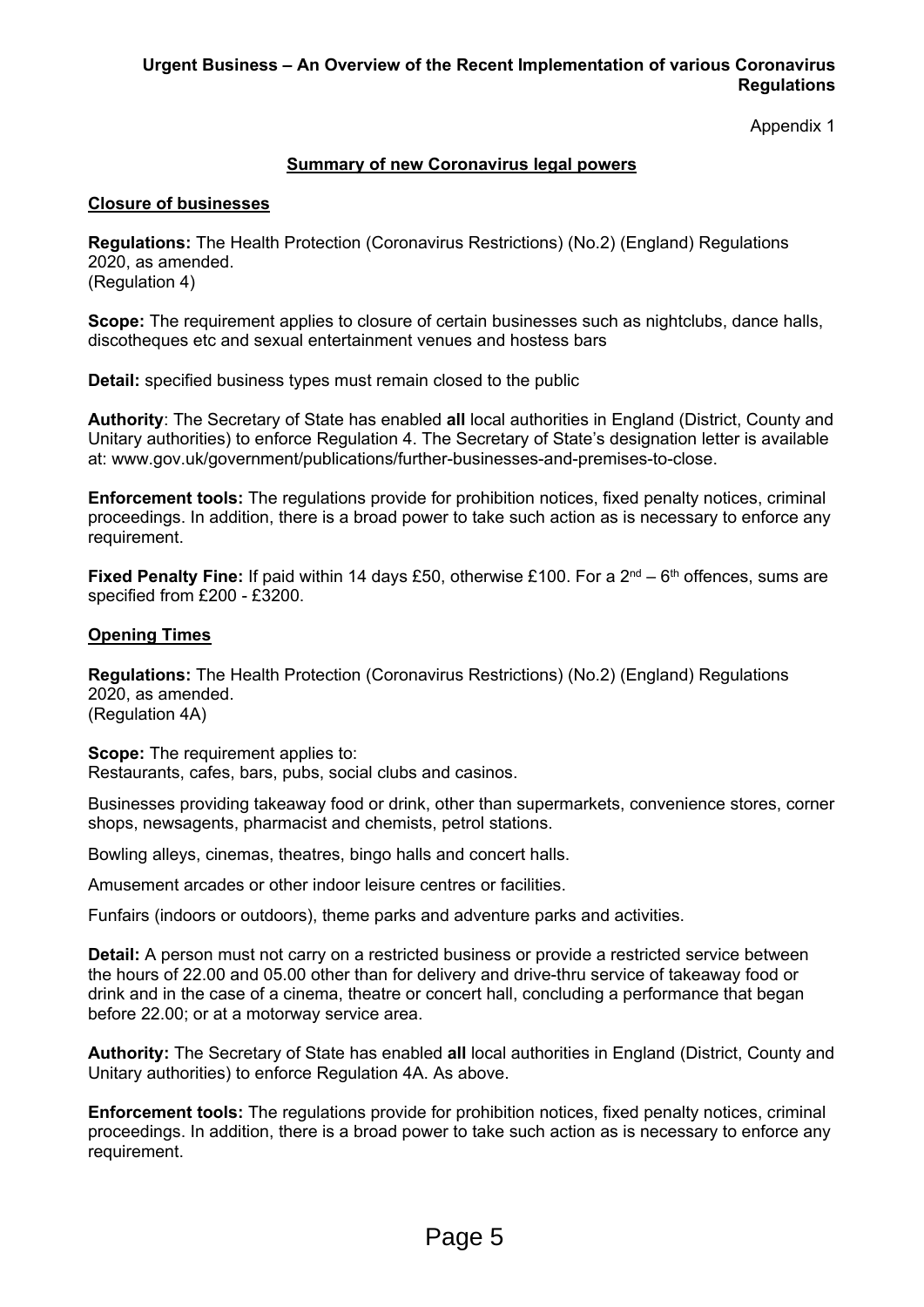**Urgent Business – An Overview of the Recent Implementation of various Coronavirus Regulations**

Appendix 1

## Summary of new Coronavirus legal powers

### Closure of businesses

**Regulations:** The Health Protection (Coronavirus Restrictions) (No.2) (England) Regulations 2020, as amended.
(Regulation 4)

**Scope:** The requirement applies to closure of certain businesses such as nightclubs, dance halls, discotheques etc and sexual entertainment venues and hostess bars

**Detail:** specified business types must remain closed to the public

**Authority**: The Secretary of State has enabled **all** local authorities in England (District, County and Unitary authorities) to enforce Regulation 4. The Secretary of State's designation letter is available at: www.gov.uk/government/publications/further-businesses-and-premises-to-close.

**Enforcement tools:** The regulations provide for prohibition notices, fixed penalty notices, criminal proceedings. In addition, there is a broad power to take such action as is necessary to enforce any requirement.

**Fixed Penalty Fine:** If paid within 14 days £50, otherwise £100. For a 2nd – 6th offences, sums are specified from £200 - £3200.

### Opening Times

**Regulations:** The Health Protection (Coronavirus Restrictions) (No.2) (England) Regulations 2020, as amended.
(Regulation 4A)

**Scope:** The requirement applies to:
Restaurants, cafes, bars, pubs, social clubs and casinos.

Businesses providing takeaway food or drink, other than supermarkets, convenience stores, corner shops, newsagents, pharmacist and chemists, petrol stations.

Bowling alleys, cinemas, theatres, bingo halls and concert halls.

Amusement arcades or other indoor leisure centres or facilities.

Funfairs (indoors or outdoors), theme parks and adventure parks and activities.

**Detail:** A person must not carry on a restricted business or provide a restricted service between the hours of 22.00 and 05.00 other than for delivery and drive-thru service of takeaway food or drink and in the case of a cinema, theatre or concert hall, concluding a performance that began before 22.00; or at a motorway service area.

**Authority:** The Secretary of State has enabled **all** local authorities in England (District, County and Unitary authorities) to enforce Regulation 4A. As above.

**Enforcement tools:** The regulations provide for prohibition notices, fixed penalty notices, criminal proceedings. In addition, there is a broad power to take such action as is necessary to enforce any requirement.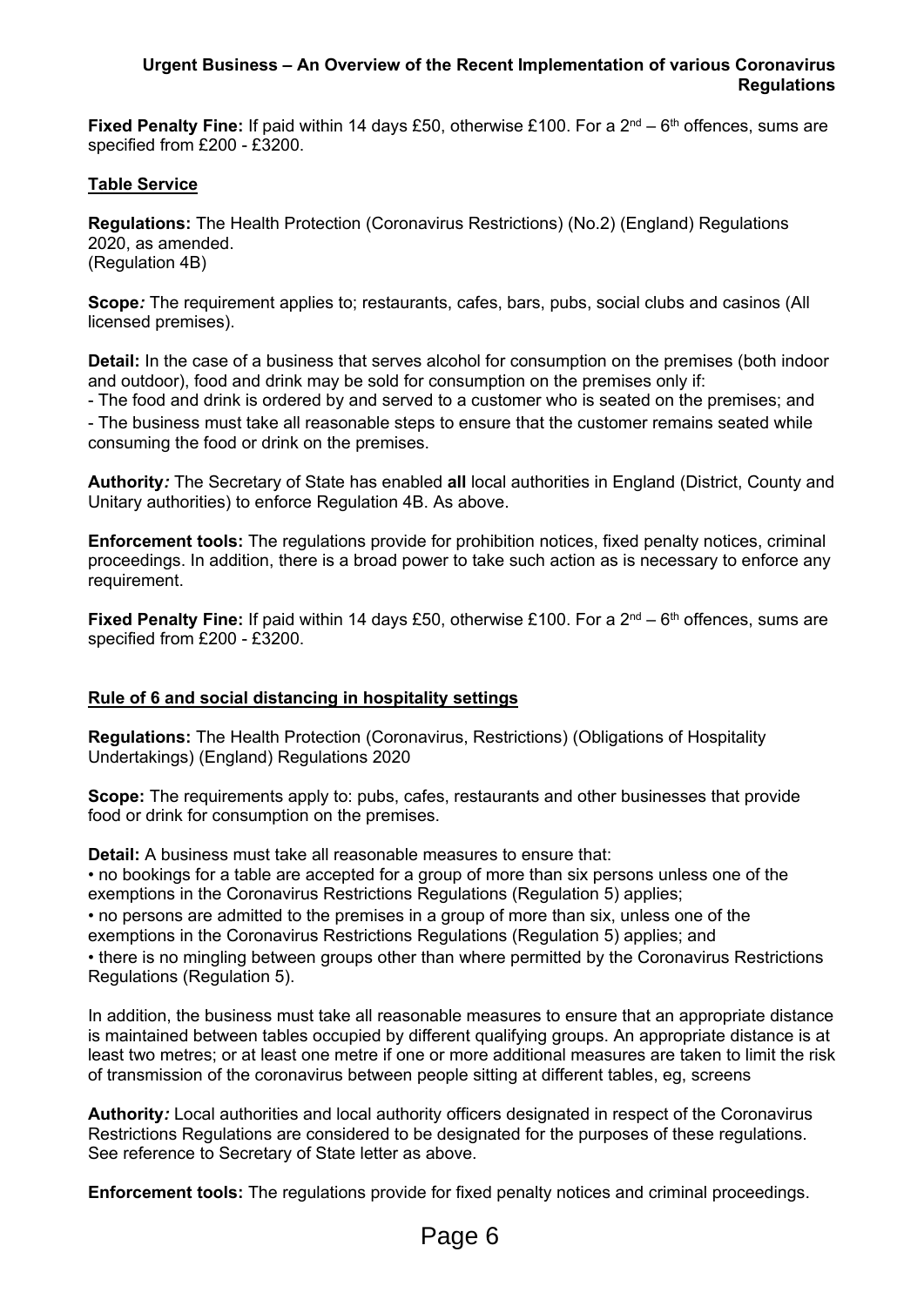**Fixed Penalty Fine:** If paid within 14 days £50, otherwise £100. For a 2nd – 6th offences, sums are specified from £200 - £3200.

## Table Service

**Regulations:** The Health Protection (Coronavirus Restrictions) (No.2) (England) Regulations 2020, as amended.
(Regulation 4B)

**Scope***:* The requirement applies to; restaurants, cafes, bars, pubs, social clubs and casinos (All licensed premises).

**Detail:** In the case of a business that serves alcohol for consumption on the premises (both indoor and outdoor), food and drink may be sold for consumption on the premises only if:
- The food and drink is ordered by and served to a customer who is seated on the premises; and
- The business must take all reasonable steps to ensure that the customer remains seated while consuming the food or drink on the premises.

**Authority***:* The Secretary of State has enabled **all** local authorities in England (District, County and Unitary authorities) to enforce Regulation 4B. As above.

**Enforcement tools:** The regulations provide for prohibition notices, fixed penalty notices, criminal proceedings. In addition, there is a broad power to take such action as is necessary to enforce any requirement.

**Fixed Penalty Fine:** If paid within 14 days £50, otherwise £100. For a 2nd – 6th offences, sums are specified from £200 - £3200.

## Rule of 6 and social distancing in hospitality settings

**Regulations:** The Health Protection (Coronavirus, Restrictions) (Obligations of Hospitality Undertakings) (England) Regulations 2020

**Scope:** The requirements apply to: pubs, cafes, restaurants and other businesses that provide food or drink for consumption on the premises.

**Detail:** A business must take all reasonable measures to ensure that:
- no bookings for a table are accepted for a group of more than six persons unless one of the exemptions in the Coronavirus Restrictions Regulations (Regulation 5) applies;
- no persons are admitted to the premises in a group of more than six, unless one of the exemptions in the Coronavirus Restrictions Regulations (Regulation 5) applies; and
- there is no mingling between groups other than where permitted by the Coronavirus Restrictions Regulations (Regulation 5).

In addition, the business must take all reasonable measures to ensure that an appropriate distance is maintained between tables occupied by different qualifying groups. An appropriate distance is at least two metres; or at least one metre if one or more additional measures are taken to limit the risk of transmission of the coronavirus between people sitting at different tables, eg, screens

**Authority***:* Local authorities and local authority officers designated in respect of the Coronavirus Restrictions Regulations are considered to be designated for the purposes of these regulations. See reference to Secretary of State letter as above.

**Enforcement tools:** The regulations provide for fixed penalty notices and criminal proceedings.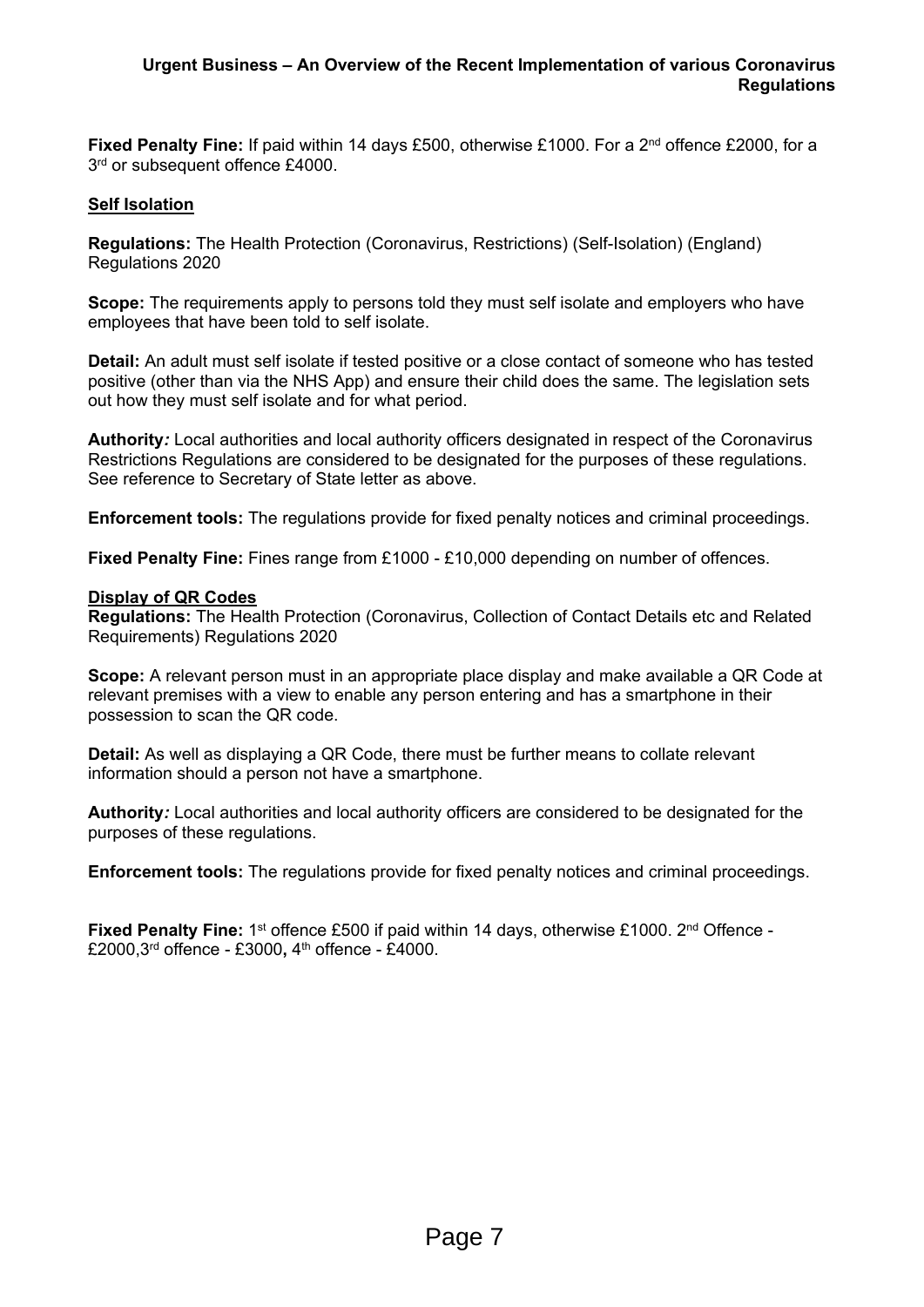**Fixed Penalty Fine:** If paid within 14 days £500, otherwise £1000. For a 2nd offence £2000, for a 3rd or subsequent offence £4000.

**Self Isolation**

**Regulations:** The Health Protection (Coronavirus, Restrictions) (Self-Isolation) (England) Regulations 2020

**Scope:** The requirements apply to persons told they must self isolate and employers who have employees that have been told to self isolate.

**Detail:** An adult must self isolate if tested positive or a close contact of someone who has tested positive (other than via the NHS App) and ensure their child does the same. The legislation sets out how they must self isolate and for what period.

**Authority***:* Local authorities and local authority officers designated in respect of the Coronavirus Restrictions Regulations are considered to be designated for the purposes of these regulations. See reference to Secretary of State letter as above.

**Enforcement tools:** The regulations provide for fixed penalty notices and criminal proceedings.

**Fixed Penalty Fine:** Fines range from £1000 - £10,000 depending on number of offences.

**Display of QR Codes**

**Regulations:** The Health Protection (Coronavirus, Collection of Contact Details etc and Related Requirements) Regulations 2020

**Scope:** A relevant person must in an appropriate place display and make available a QR Code at relevant premises with a view to enable any person entering and has a smartphone in their possession to scan the QR code.

**Detail:** As well as displaying a QR Code, there must be further means to collate relevant information should a person not have a smartphone.

**Authority***:* Local authorities and local authority officers are considered to be designated for the purposes of these regulations.

**Enforcement tools:** The regulations provide for fixed penalty notices and criminal proceedings.

**Fixed Penalty Fine:** 1st offence £500 if paid within 14 days, otherwise £1000. 2nd Offence - £2000,3rd offence - £3000**,** 4th offence - £4000.